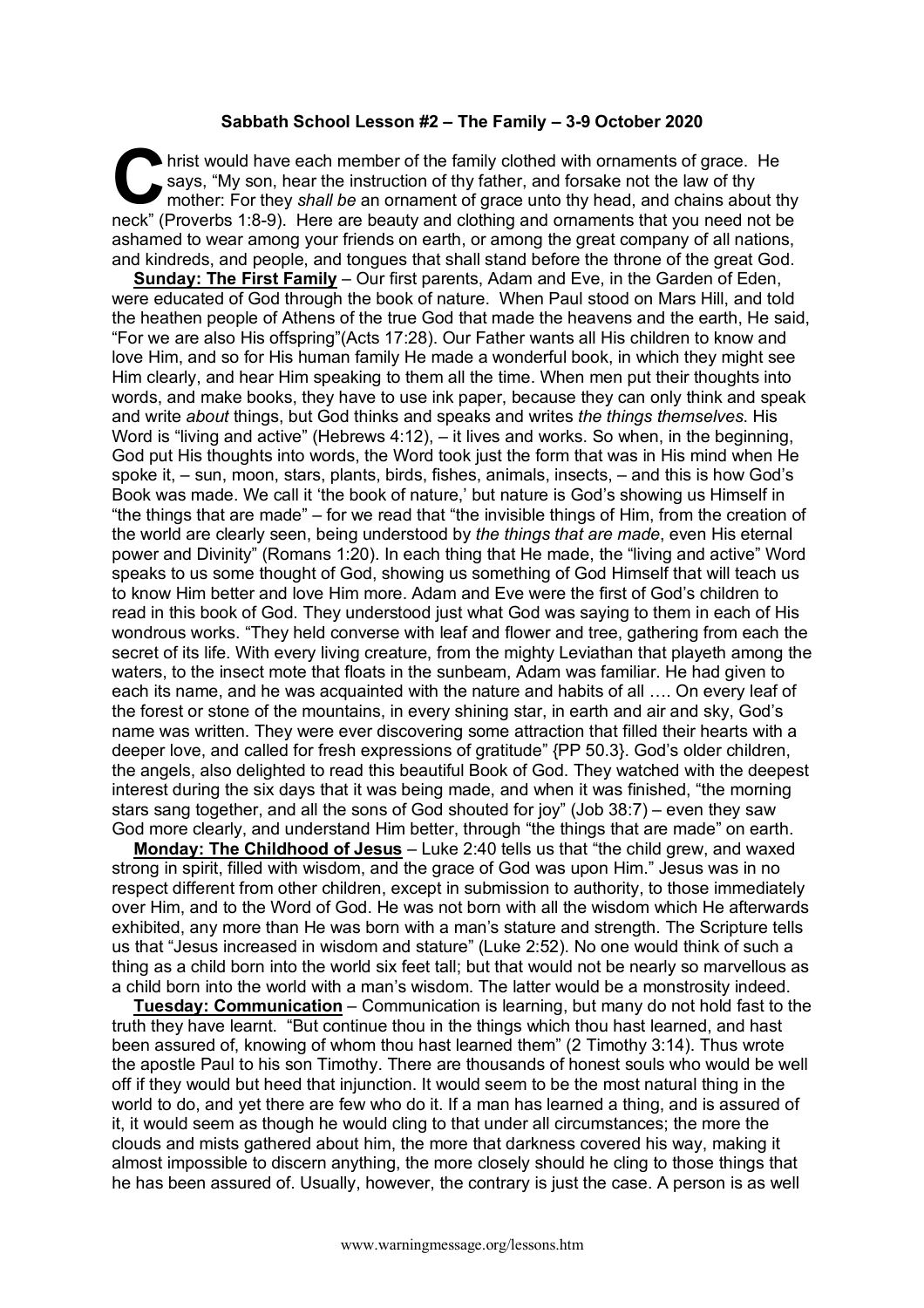**Sabbath School Lesson #2 – The Family – 3-9 October 2020**

Christ would have each member of the family clothed with ornaments of grace. He says, "My son, hear the instruction of thy father, and forsake not the law of thy mother: For they *shall be* an ornament of grace unto thy head, and chains about thy neck" (Proverbs 1:8-9). Here are beauty and clothing and ornaments that you need not be ashamed to wear among your friends on earth, or among the great company of all nations, and kindreds, and people, and tongues that shall stand before the throne of the great God.

**Sunday: The First Family** – Our first parents, Adam and Eve, in the Garden of Eden, were educated of God through the book of nature. When Paul stood on Mars Hill, and told the heathen people of Athens of the true God that made the heavens and the earth, He said, "For we are also His offspring"(Acts 17:28). Our Father wants all His children to know and love Him, and so for His human family He made a wonderful book, in which they might see Him clearly, and hear Him speaking to them all the time. When men put their thoughts into words, and make books, they have to use ink paper, because they can only think and speak and write *about* things, but God thinks and speaks and writes *the things themselves*. His Word is "living and active" (Hebrews 4:12), – it lives and works. So when, in the beginning, God put His thoughts into words, the Word took just the form that was in His mind when He spoke it, – sun, moon, stars, plants, birds, fishes, animals, insects, – and this is how God's Book was made. We call it 'the book of nature,' but nature is God's showing us Himself in "the things that are made" – for we read that "the invisible things of Him, from the creation of the world are clearly seen, being understood by *the things that are made*, even His eternal power and Divinity" (Romans 1:20). In each thing that He made, the "living and active" Word speaks to us some thought of God, showing us something of God Himself that will teach us to know Him better and love Him more. Adam and Eve were the first of God's children to read in this book of God. They understood just what God was saying to them in each of His wondrous works. "They held converse with leaf and flower and tree, gathering from each the secret of its life. With every living creature, from the mighty Leviathan that playeth among the waters, to the insect mote that floats in the sunbeam, Adam was familiar. He had given to each its name, and he was acquainted with the nature and habits of all …. On every leaf of the forest or stone of the mountains, in every shining star, in earth and air and sky, God's name was written. They were ever discovering some attraction that filled their hearts with a deeper love, and called for fresh expressions of gratitude" {PP 50.3}. God's older children, the angels, also delighted to read this beautiful Book of God. They watched with the deepest interest during the six days that it was being made, and when it was finished, "the morning stars sang together, and all the sons of God shouted for joy" (Job 38:7) – even they saw God more clearly, and understand Him better, through "the things that are made" on earth.

**Monday: The Childhood of Jesus** – Luke 2:40 tells us that "the child grew, and waxed strong in spirit, filled with wisdom, and the grace of God was upon Him." Jesus was in no respect different from other children, except in submission to authority, to those immediately over Him, and to the Word of God. He was not born with all the wisdom which He afterwards exhibited, any more than He was born with a man's stature and strength. The Scripture tells us that "Jesus increased in wisdom and stature" (Luke 2:52). No one would think of such a thing as a child born into the world six feet tall; but that would not be nearly so marvellous as a child born into the world with a man's wisdom. The latter would be a monstrosity indeed.

**Tuesday: Communication** – Communication is learning, but many do not hold fast to the truth they have learnt. "But continue thou in the things which thou hast learned, and hast been assured of, knowing of whom thou hast learned them" (2 Timothy 3:14). Thus wrote the apostle Paul to his son Timothy. There are thousands of honest souls who would be well off if they would but heed that injunction. It would seem to be the most natural thing in the world to do, and yet there are few who do it. If a man has learned a thing, and is assured of it, it would seem as though he would cling to that under all circumstances; the more the clouds and mists gathered about him, the more that darkness covered his way, making it almost impossible to discern anything, the more closely should he cling to those things that he has been assured of. Usually, however, the contrary is just the case. A person is as well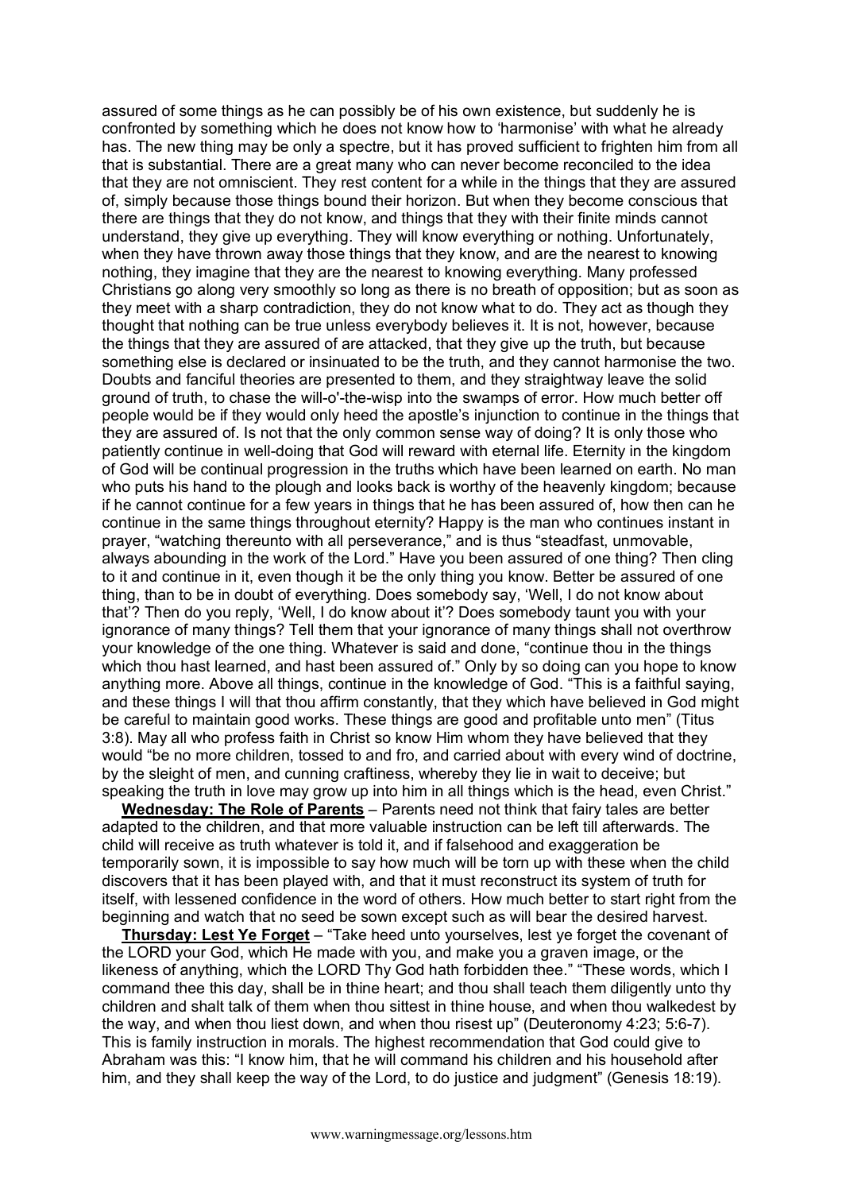assured of some things as he can possibly be of his own existence, but suddenly he is confronted by something which he does not know how to 'harmonise' with what he already has. The new thing may be only a spectre, but it has proved sufficient to frighten him from all that is substantial. There are a great many who can never become reconciled to the idea that they are not omniscient. They rest content for a while in the things that they are assured of, simply because those things bound their horizon. But when they become conscious that there are things that they do not know, and things that they with their finite minds cannot understand, they give up everything. They will know everything or nothing. Unfortunately, when they have thrown away those things that they know, and are the nearest to knowing nothing, they imagine that they are the nearest to knowing everything. Many professed Christians go along very smoothly so long as there is no breath of opposition; but as soon as they meet with a sharp contradiction, they do not know what to do. They act as though they thought that nothing can be true unless everybody believes it. It is not, however, because the things that they are assured of are attacked, that they give up the truth, but because something else is declared or insinuated to be the truth, and they cannot harmonise the two. Doubts and fanciful theories are presented to them, and they straightway leave the solid ground of truth, to chase the will-o'-the-wisp into the swamps of error. How much better off people would be if they would only heed the apostle's injunction to continue in the things that they are assured of. Is not that the only common sense way of doing? It is only those who patiently continue in well-doing that God will reward with eternal life. Eternity in the kingdom of God will be continual progression in the truths which have been learned on earth. No man who puts his hand to the plough and looks back is worthy of the heavenly kingdom; because if he cannot continue for a few years in things that he has been assured of, how then can he continue in the same things throughout eternity? Happy is the man who continues instant in prayer, "watching thereunto with all perseverance," and is thus "steadfast, unmovable, always abounding in the work of the Lord." Have you been assured of one thing? Then cling to it and continue in it, even though it be the only thing you know. Better be assured of one thing, than to be in doubt of everything. Does somebody say, 'Well, I do not know about that'? Then do you reply, 'Well, I do know about it'? Does somebody taunt you with your ignorance of many things? Tell them that your ignorance of many things shall not overthrow your knowledge of the one thing. Whatever is said and done, "continue thou in the things which thou hast learned, and hast been assured of." Only by so doing can you hope to know anything more. Above all things, continue in the knowledge of God. "This is a faithful saying, and these things I will that thou affirm constantly, that they which have believed in God might be careful to maintain good works. These things are good and profitable unto men" (Titus 3:8). May all who profess faith in Christ so know Him whom they have believed that they would "be no more children, tossed to and fro, and carried about with every wind of doctrine, by the sleight of men, and cunning craftiness, whereby they lie in wait to deceive; but speaking the truth in love may grow up into him in all things which is the head, even Christ."

**Wednesday: The Role of Parents** – Parents need not think that fairy tales are better adapted to the children, and that more valuable instruction can be left till afterwards. The child will receive as truth whatever is told it, and if falsehood and exaggeration be temporarily sown, it is impossible to say how much will be torn up with these when the child discovers that it has been played with, and that it must reconstruct its system of truth for itself, with lessened confidence in the word of others. How much better to start right from the beginning and watch that no seed be sown except such as will bear the desired harvest.

**Thursday: Lest Ye Forget** – "Take heed unto yourselves, lest ye forget the covenant of the LORD your God, which He made with you, and make you a graven image, or the likeness of anything, which the LORD Thy God hath forbidden thee." "These words, which I command thee this day, shall be in thine heart; and thou shall teach them diligently unto thy children and shalt talk of them when thou sittest in thine house, and when thou walkedest by the way, and when thou liest down, and when thou risest up" (Deuteronomy 4:23; 5:6-7). This is family instruction in morals. The highest recommendation that God could give to Abraham was this: "I know him, that he will command his children and his household after him, and they shall keep the way of the Lord, to do justice and judgment" (Genesis 18:19).